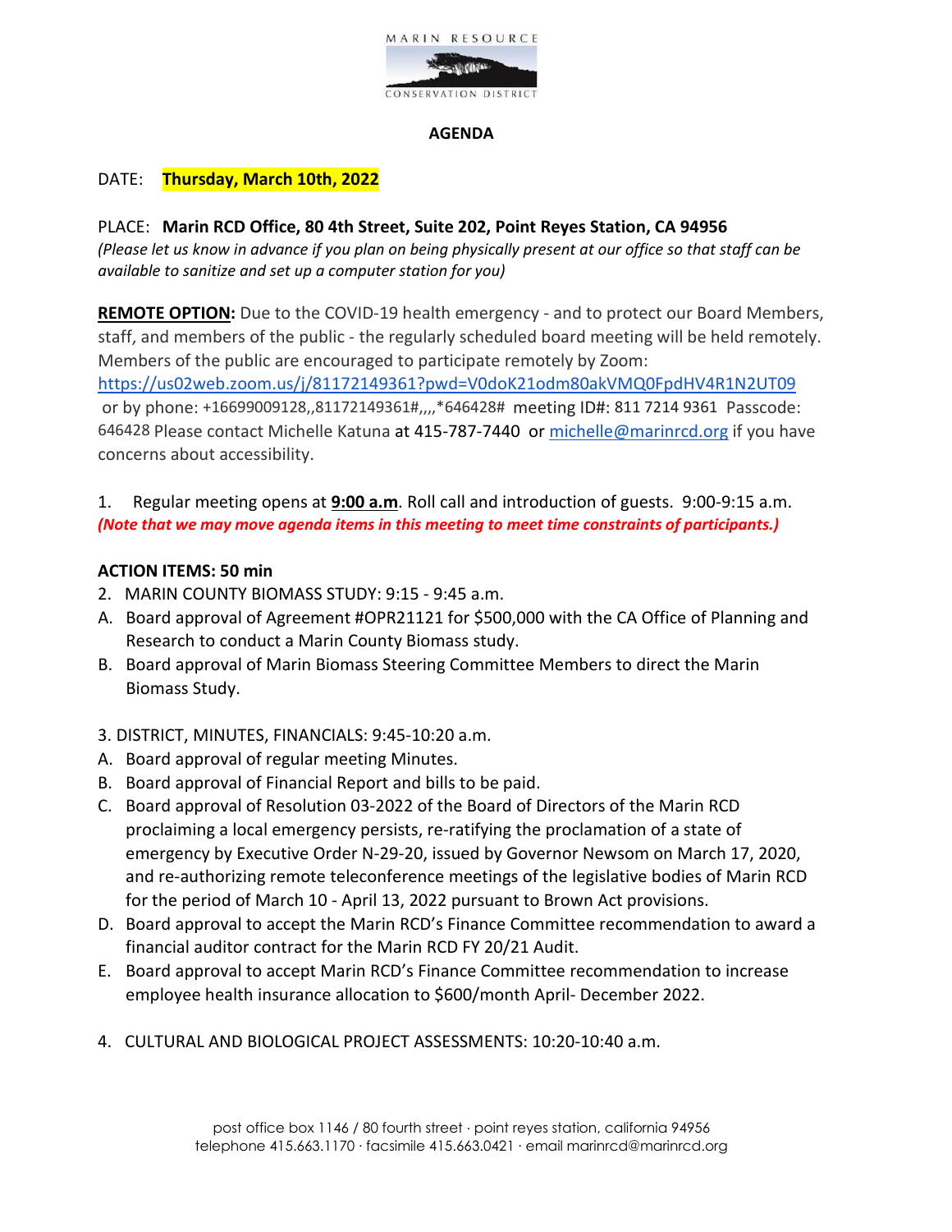MARIN RESOURCE CONSERVATION DISTRICT

**AGENDA**

DATE: **Thursday, March 10th, 2022**

PLACE: **Marin RCD Office, 80 4th Street, Suite 202, Point Reyes Station, CA 94956**
*(Please let us know in advance if you plan on being physically present at our office so that staff can be available to sanitize and set up a computer station for you)*

**REMOTE OPTION:** Due to the COVID-19 health emergency - and to protect our Board Members, staff, and members of the public - the regularly scheduled board meeting will be held remotely. Members of the public are encouraged to participate remotely by Zoom: https://us02web.zoom.us/j/81172149361?pwd=V0doK21odm80akVMQ0FpdHV4R1N2UT09 or by phone: +16699009128,,81172149361#,,,,*646428# meeting ID#: 811 7214 9361 Passcode: 646428 Please contact Michelle Katuna at 415-787-7440 or michelle@marinrcd.org if you have concerns about accessibility.

1. Regular meeting opens at **9:00 a.m**. Roll call and introduction of guests. 9:00-9:15 a.m.
***(Note that we may move agenda items in this meeting to meet time constraints of participants.)***

**ACTION ITEMS: 50 min**

2. MARIN COUNTY BIOMASS STUDY: 9:15 - 9:45 a.m.
   - A. Board approval of Agreement #OPR21121 for $500,000 with the CA Office of Planning and Research to conduct a Marin County Biomass study.
   - B. Board approval of Marin Biomass Steering Committee Members to direct the Marin Biomass Study.

3. DISTRICT, MINUTES, FINANCIALS: 9:45-10:20 a.m.
   - A. Board approval of regular meeting Minutes.
   - B. Board approval of Financial Report and bills to be paid.
   - C. Board approval of Resolution 03-2022 of the Board of Directors of the Marin RCD proclaiming a local emergency persists, re-ratifying the proclamation of a state of emergency by Executive Order N-29-20, issued by Governor Newsom on March 17, 2020, and re-authorizing remote teleconference meetings of the legislative bodies of Marin RCD for the period of March 10 - April 13, 2022 pursuant to Brown Act provisions.
   - D. Board approval to accept the Marin RCD's Finance Committee recommendation to award a financial auditor contract for the Marin RCD FY 20/21 Audit.
   - E. Board approval to accept Marin RCD's Finance Committee recommendation to increase employee health insurance allocation to $600/month April- December 2022.

4. CULTURAL AND BIOLOGICAL PROJECT ASSESSMENTS: 10:20-10:40 a.m.

post office box 1146 / 80 fourth street · point reyes station, california 94956
telephone 415.663.1170 · facsimile 415.663.0421 · email marinrcd@marinrcd.org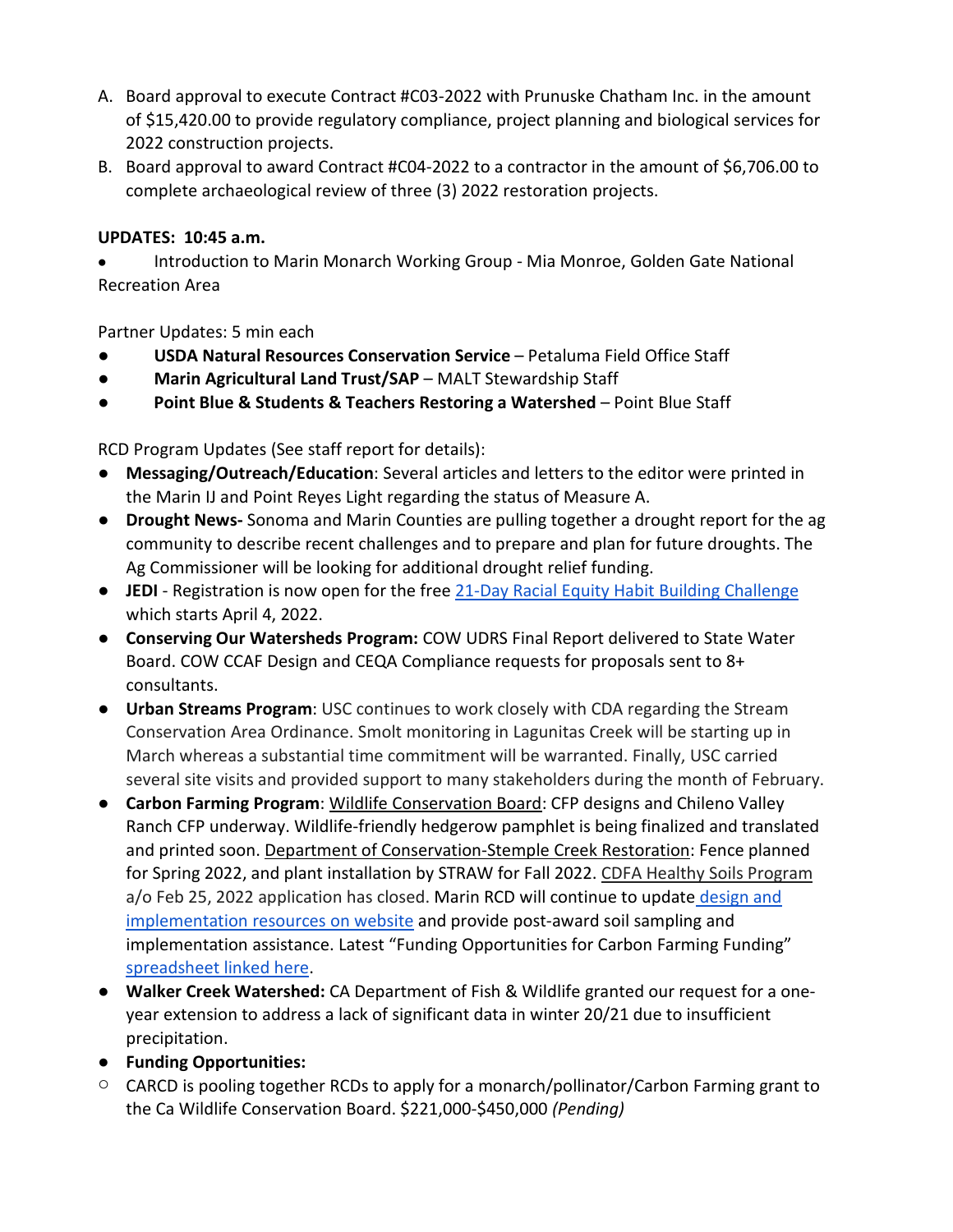A. Board approval to execute Contract #C03-2022 with Prunuske Chatham Inc. in the amount of $15,420.00 to provide regulatory compliance, project planning and biological services for 2022 construction projects.
B. Board approval to award Contract #C04-2022 to a contractor in the amount of $6,706.00 to complete archaeological review of three (3) 2022 restoration projects.

**UPDATES: 10:45 a.m.**

- Introduction to Marin Monarch Working Group - Mia Monroe, Golden Gate National Recreation Area

Partner Updates: 5 min each

- **USDA Natural Resources Conservation Service** – Petaluma Field Office Staff
- **Marin Agricultural Land Trust/SAP** – MALT Stewardship Staff
- **Point Blue & Students & Teachers Restoring a Watershed** – Point Blue Staff

RCD Program Updates (See staff report for details):

- **Messaging/Outreach/Education**: Several articles and letters to the editor were printed in the Marin IJ and Point Reyes Light regarding the status of Measure A.
- **Drought News-** Sonoma and Marin Counties are pulling together a drought report for the ag community to describe recent challenges and to prepare and plan for future droughts. The Ag Commissioner will be looking for additional drought relief funding.
- **JEDI** - Registration is now open for the free [21-Day Racial Equity Habit Building Challenge]() which starts April 4, 2022.
- **Conserving Our Watersheds Program:** COW UDRS Final Report delivered to State Water Board. COW CCAF Design and CEQA Compliance requests for proposals sent to 8+ consultants.
- **Urban Streams Program**: USC continues to work closely with CDA regarding the Stream Conservation Area Ordinance. Smolt monitoring in Lagunitas Creek will be starting up in March whereas a substantial time commitment will be warranted. Finally, USC carried several site visits and provided support to many stakeholders during the month of February.
- **Carbon Farming Program**: Wildlife Conservation Board: CFP designs and Chileno Valley Ranch CFP underway. Wildlife-friendly hedgerow pamphlet is being finalized and translated and printed soon. Department of Conservation-Stemple Creek Restoration: Fence planned for Spring 2022, and plant installation by STRAW for Fall 2022. CDFA Healthy Soils Program a/o Feb 25, 2022 application has closed. Marin RCD will continue to update [design and implementation resources on website]() and provide post-award soil sampling and implementation assistance. Latest "Funding Opportunities for Carbon Farming Funding" [spreadsheet linked here]().
- **Walker Creek Watershed:** CA Department of Fish & Wildlife granted our request for a one-year extension to address a lack of significant data in winter 20/21 due to insufficient precipitation.
- **Funding Opportunities:**
  - CARCD is pooling together RCDs to apply for a monarch/pollinator/Carbon Farming grant to the Ca Wildlife Conservation Board. $221,000-$450,000 *(Pending)*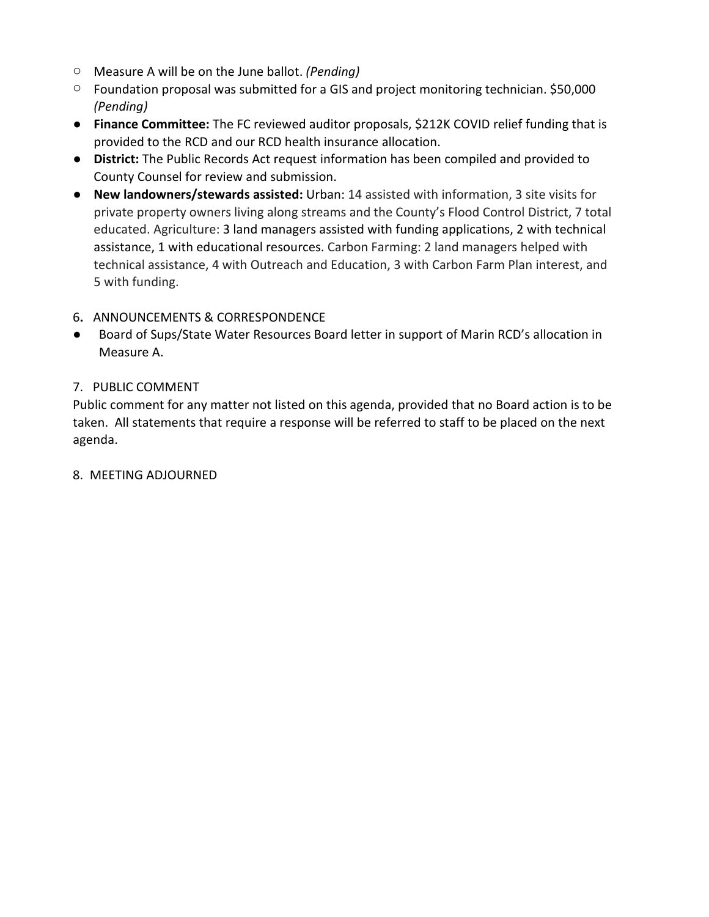- Measure A will be on the June ballot. *(Pending)*
  - Foundation proposal was submitted for a GIS and project monitoring technician. $50,000 *(Pending)*
- **Finance Committee:** The FC reviewed auditor proposals, $212K COVID relief funding that is provided to the RCD and our RCD health insurance allocation.
- **District:** The Public Records Act request information has been compiled and provided to County Counsel for review and submission.
- **New landowners/stewards assisted:** Urban: 14 assisted with information, 3 site visits for private property owners living along streams and the County's Flood Control District, 7 total educated. Agriculture: 3 land managers assisted with funding applications, 2 with technical assistance, 1 with educational resources. Carbon Farming: 2 land managers helped with technical assistance, 4 with Outreach and Education, 3 with Carbon Farm Plan interest, and 5 with funding.

6. ANNOUNCEMENTS & CORRESPONDENCE

- Board of Sups/State Water Resources Board letter in support of Marin RCD's allocation in Measure A.

7. PUBLIC COMMENT

Public comment for any matter not listed on this agenda, provided that no Board action is to be taken. All statements that require a response will be referred to staff to be placed on the next agenda.

8. MEETING ADJOURNED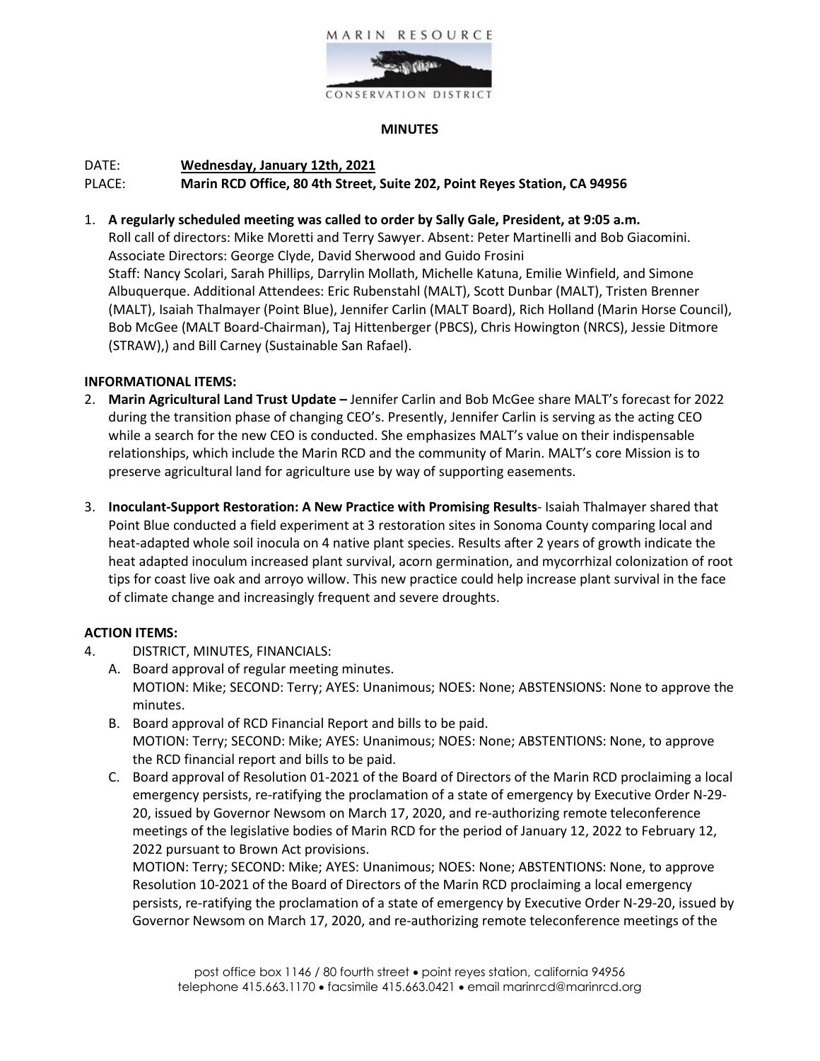MARIN RESOURCE CONSERVATION DISTRICT

**MINUTES**

DATE: **Wednesday, January 12th, 2021**
PLACE: **Marin RCD Office, 80 4th Street, Suite 202, Point Reyes Station, CA 94956**

1. **A regularly scheduled meeting was called to order by Sally Gale, President, at 9:05 a.m.**
Roll call of directors: Mike Moretti and Terry Sawyer. Absent: Peter Martinelli and Bob Giacomini. Associate Directors: George Clyde, David Sherwood and Guido Frosini
Staff: Nancy Scolari, Sarah Phillips, Darrylin Mollath, Michelle Katuna, Emilie Winfield, and Simone Albuquerque. Additional Attendees: Eric Rubenstahl (MALT), Scott Dunbar (MALT), Tristen Brenner (MALT), Isaiah Thalmayer (Point Blue), Jennifer Carlin (MALT Board), Rich Holland (Marin Horse Council), Bob McGee (MALT Board-Chairman), Taj Hittenberger (PBCS), Chris Howington (NRCS), Jessie Ditmore (STRAW),) and Bill Carney (Sustainable San Rafael).

**INFORMATIONAL ITEMS:**

2. **Marin Agricultural Land Trust Update –** Jennifer Carlin and Bob McGee share MALT's forecast for 2022 during the transition phase of changing CEO's. Presently, Jennifer Carlin is serving as the acting CEO while a search for the new CEO is conducted. She emphasizes MALT's value on their indispensable relationships, which include the Marin RCD and the community of Marin. MALT's core Mission is to preserve agricultural land for agriculture use by way of supporting easements.

3. **Inoculant-Support Restoration: A New Practice with Promising Results**- Isaiah Thalmayer shared that Point Blue conducted a field experiment at 3 restoration sites in Sonoma County comparing local and heat-adapted whole soil inocula on 4 native plant species. Results after 2 years of growth indicate the heat adapted inoculum increased plant survival, acorn germination, and mycorrhizal colonization of root tips for coast live oak and arroyo willow. This new practice could help increase plant survival in the face of climate change and increasingly frequent and severe droughts.

**ACTION ITEMS:**

4. DISTRICT, MINUTES, FINANCIALS:
   A. Board approval of regular meeting minutes.
   MOTION: Mike; SECOND: Terry; AYES: Unanimous; NOES: None; ABSENSIONS: None to approve the minutes.
   B. Board approval of RCD Financial Report and bills to be paid.
   MOTION: Terry; SECOND: Mike; AYES: Unanimous; NOES: None; ABSTENTIONS: None, to approve the RCD financial report and bills to be paid.
   C. Board approval of Resolution 01-2021 of the Board of Directors of the Marin RCD proclaiming a local emergency persists, re-ratifying the proclamation of a state of emergency by Executive Order N-29-20, issued by Governor Newsom on March 17, 2020, and re-authorizing remote teleconference meetings of the legislative bodies of Marin RCD for the period of January 12, 2022 to February 12, 2022 pursuant to Brown Act provisions.
   MOTION: Terry; SECOND: Mike; AYES: Unanimous; NOES: None; ABSTENTIONS: None, to approve Resolution 10-2021 of the Board of Directors of the Marin RCD proclaiming a local emergency persists, re-ratifying the proclamation of a state of emergency by Executive Order N-29-20, issued by Governor Newsom on March 17, 2020, and re-authorizing remote teleconference meetings of the

post office box 1146 / 80 fourth street • point reyes station, california 94956
telephone 415.663.1170 • facsimile 415.663.0421 • email marinrcd@marinrcd.org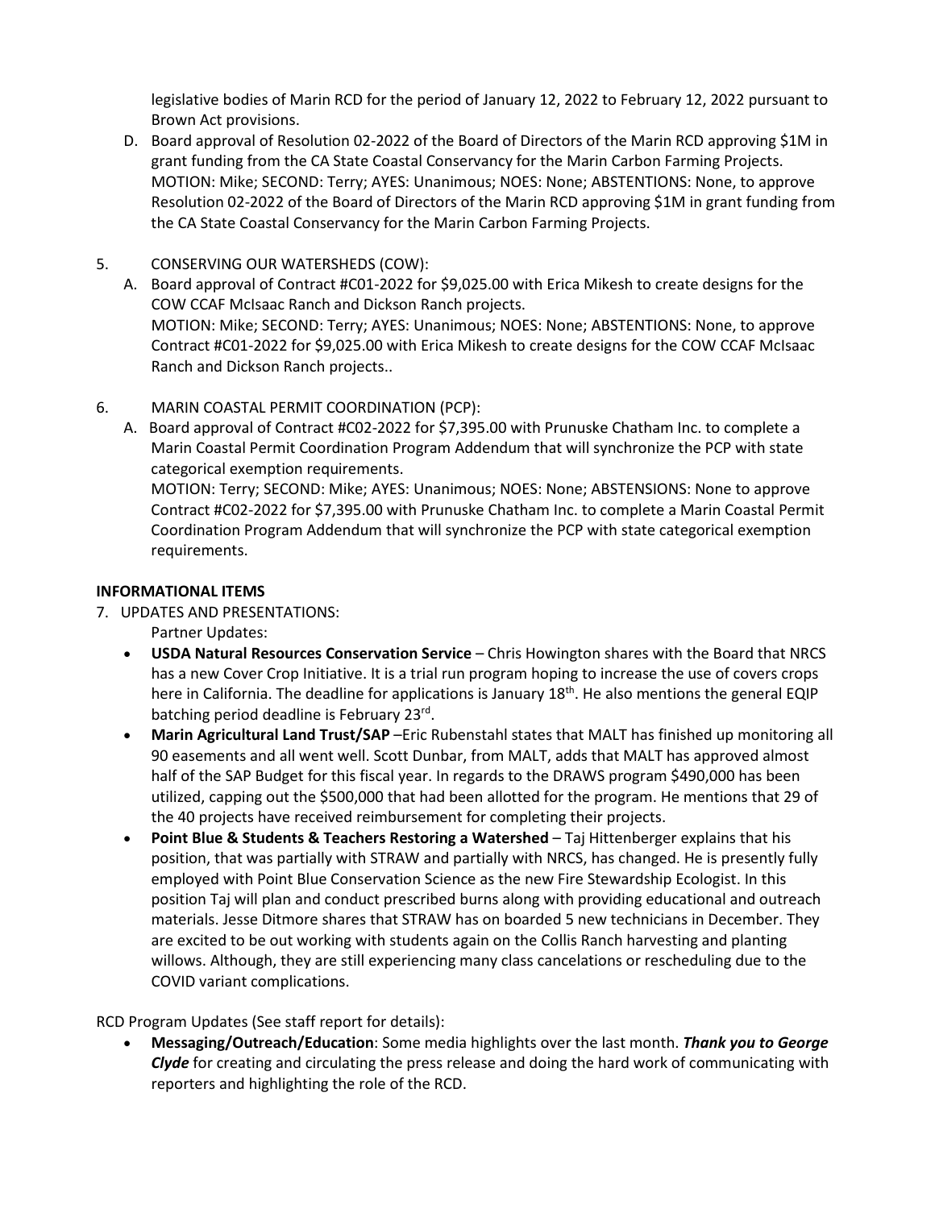legislative bodies of Marin RCD for the period of January 12, 2022 to February 12, 2022 pursuant to Brown Act provisions.

D. Board approval of Resolution 02-2022 of the Board of Directors of the Marin RCD approving $1M in grant funding from the CA State Coastal Conservancy for the Marin Carbon Farming Projects. MOTION: Mike; SECOND: Terry; AYES: Unanimous; NOES: None; ABSTENTIONS: None, to approve Resolution 02-2022 of the Board of Directors of the Marin RCD approving $1M in grant funding from the CA State Coastal Conservancy for the Marin Carbon Farming Projects.

5. CONSERVING OUR WATERSHEDS (COW):
   A. Board approval of Contract #C01-2022 for $9,025.00 with Erica Mikesh to create designs for the COW CCAF McIsaac Ranch and Dickson Ranch projects. MOTION: Mike; SECOND: Terry; AYES: Unanimous; NOES: None; ABSTENTIONS: None, to approve Contract #C01-2022 for $9,025.00 with Erica Mikesh to create designs for the COW CCAF McIsaac Ranch and Dickson Ranch projects..

6. MARIN COASTAL PERMIT COORDINATION (PCP):
   A. Board approval of Contract #C02-2022 for $7,395.00 with Prunuske Chatham Inc. to complete a Marin Coastal Permit Coordination Program Addendum that will synchronize the PCP with state categorical exemption requirements. MOTION: Terry; SECOND: Mike; AYES: Unanimous; NOES: None; ABSTENSIONS: None to approve Contract #C02-2022 for $7,395.00 with Prunuske Chatham Inc. to complete a Marin Coastal Permit Coordination Program Addendum that will synchronize the PCP with state categorical exemption requirements.

**INFORMATIONAL ITEMS**

7. UPDATES AND PRESENTATIONS:

   Partner Updates:

   - **USDA Natural Resources Conservation Service** – Chris Howington shares with the Board that NRCS has a new Cover Crop Initiative. It is a trial run program hoping to increase the use of covers crops here in California. The deadline for applications is January 18th. He also mentions the general EQIP batching period deadline is February 23rd.
   - **Marin Agricultural Land Trust/SAP** –Eric Rubenstahl states that MALT has finished up monitoring all 90 easements and all went well. Scott Dunbar, from MALT, adds that MALT has approved almost half of the SAP Budget for this fiscal year. In regards to the DRAWS program $490,000 has been utilized, capping out the $500,000 that had been allotted for the program. He mentions that 29 of the 40 projects have received reimbursement for completing their projects.
   - **Point Blue & Students & Teachers Restoring a Watershed** – Taj Hittenberger explains that his position, that was partially with STRAW and partially with NRCS, has changed. He is presently fully employed with Point Blue Conservation Science as the new Fire Stewardship Ecologist. In this position Taj will plan and conduct prescribed burns along with providing educational and outreach materials. Jesse Ditmore shares that STRAW has on boarded 5 new technicians in December. They are excited to be out working with students again on the Collis Ranch harvesting and planting willows. Although, they are still experiencing many class cancelations or rescheduling due to the COVID variant complications.

RCD Program Updates (See staff report for details):

- **Messaging/Outreach/Education**: Some media highlights over the last month. ***Thank you to George Clyde*** for creating and circulating the press release and doing the hard work of communicating with reporters and highlighting the role of the RCD.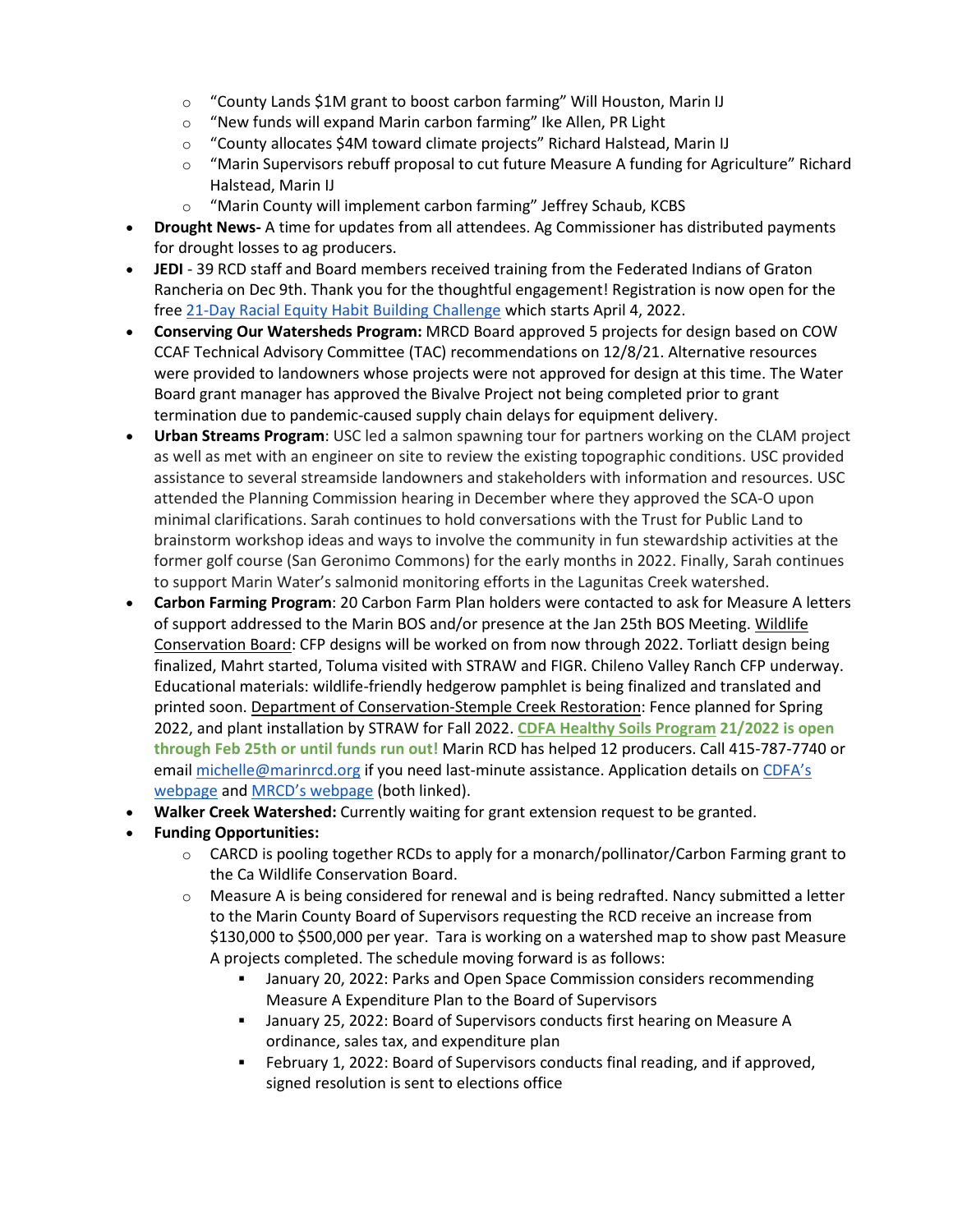- "County Lands $1M grant to boost carbon farming" Will Houston, Marin IJ
  - "New funds will expand Marin carbon farming" Ike Allen, PR Light
  - "County allocates $4M toward climate projects" Richard Halstead, Marin IJ
  - "Marin Supervisors rebuff proposal to cut future Measure A funding for Agriculture" Richard Halstead, Marin IJ
  - "Marin County will implement carbon farming" Jeffrey Schaub, KCBS
- **Drought News-** A time for updates from all attendees. Ag Commissioner has distributed payments for drought losses to ag producers.
- **JEDI** - 39 RCD staff and Board members received training from the Federated Indians of Graton Rancheria on Dec 9th. Thank you for the thoughtful engagement! Registration is now open for the free [21-Day Racial Equity Habit Building Challenge](#) which starts April 4, 2022.
- **Conserving Our Watersheds Program:** MRCD Board approved 5 projects for design based on COW CCAF Technical Advisory Committee (TAC) recommendations on 12/8/21. Alternative resources were provided to landowners whose projects were not approved for design at this time. The Water Board grant manager has approved the Bivalve Project not being completed prior to grant termination due to pandemic-caused supply chain delays for equipment delivery.
- **Urban Streams Program**: USC led a salmon spawning tour for partners working on the CLAM project as well as met with an engineer on site to review the existing topographic conditions. USC provided assistance to several streamside landowners and stakeholders with information and resources. USC attended the Planning Commission hearing in December where they approved the SCA-O upon minimal clarifications. Sarah continues to hold conversations with the Trust for Public Land to brainstorm workshop ideas and ways to involve the community in fun stewardship activities at the former golf course (San Geronimo Commons) for the early months in 2022. Finally, Sarah continues to support Marin Water's salmonid monitoring efforts in the Lagunitas Creek watershed.
- **Carbon Farming Program**: 20 Carbon Farm Plan holders were contacted to ask for Measure A letters of support addressed to the Marin BOS and/or presence at the Jan 25th BOS Meeting. Wildlife Conservation Board: CFP designs will be worked on from now through 2022. Torliatt design being finalized, Mahrt started, Toluma visited with STRAW and FIGR. Chileno Valley Ranch CFP underway. Educational materials: wildlife-friendly hedgerow pamphlet is being finalized and translated and printed soon. Department of Conservation-Stemple Creek Restoration: Fence planned for Spring 2022, and plant installation by STRAW for Fall 2022. **[CDFA Healthy Soils Program](#) 21/2022 is open through Feb 25th or until funds run out!** Marin RCD has helped 12 producers. Call 415-787-7740 or email [michelle@marinrcd.org](mailto:michelle@marinrcd.org) if you need last-minute assistance. Application details on [CDFA's webpage](#) and [MRCD's webpage](#) (both linked).
- **Walker Creek Watershed:** Currently waiting for grant extension request to be granted.
- **Funding Opportunities:**
  - CARCD is pooling together RCDs to apply for a monarch/pollinator/Carbon Farming grant to the Ca Wildlife Conservation Board.
  - Measure A is being considered for renewal and is being redrafted. Nancy submitted a letter to the Marin County Board of Supervisors requesting the RCD receive an increase from $130,000 to $500,000 per year. Tara is working on a watershed map to show past Measure A projects completed. The schedule moving forward is as follows:
    - January 20, 2022: Parks and Open Space Commission considers recommending Measure A Expenditure Plan to the Board of Supervisors
    - January 25, 2022: Board of Supervisors conducts first hearing on Measure A ordinance, sales tax, and expenditure plan
    - February 1, 2022: Board of Supervisors conducts final reading, and if approved, signed resolution is sent to elections office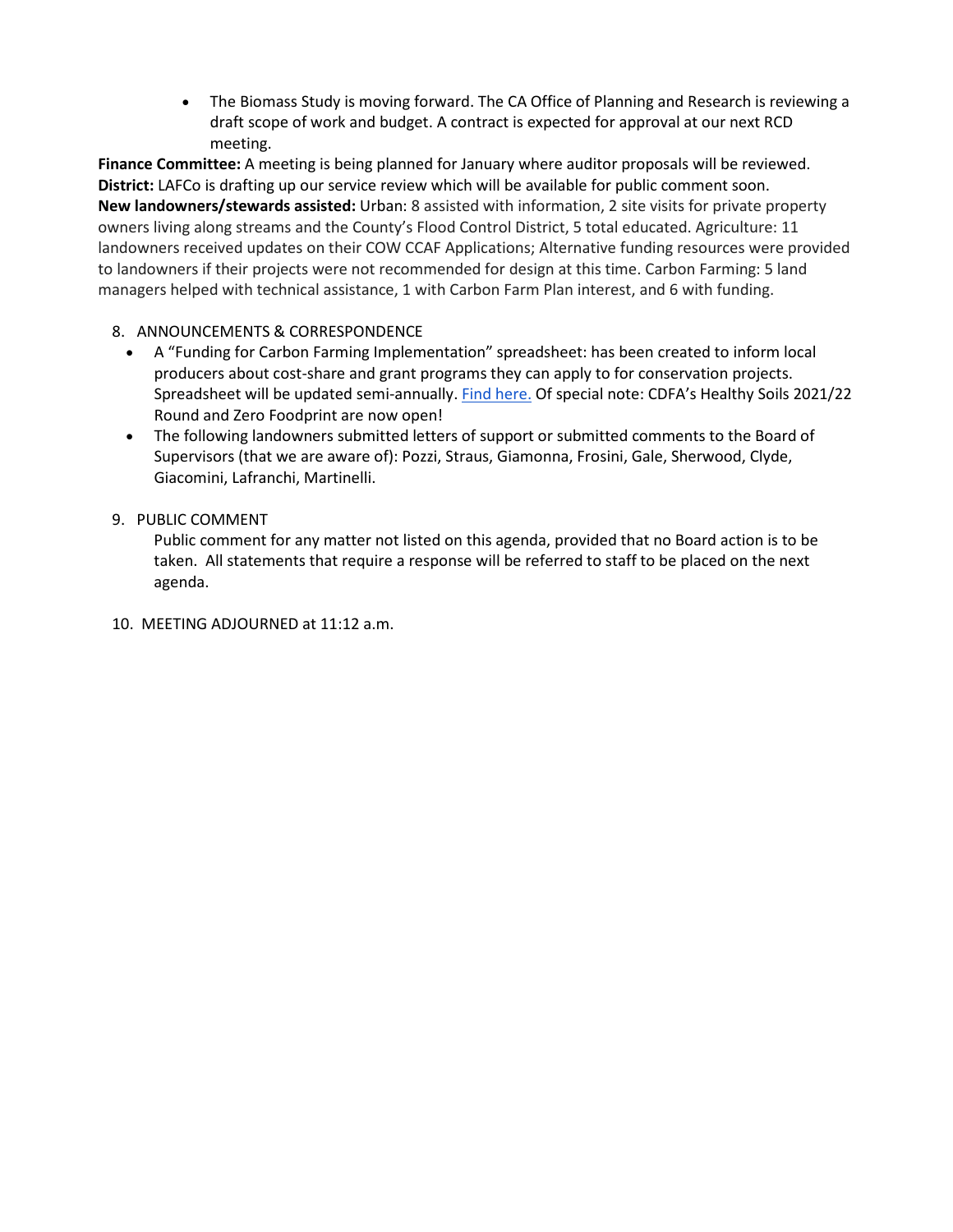- The Biomass Study is moving forward. The CA Office of Planning and Research is reviewing a draft scope of work and budget. A contract is expected for approval at our next RCD meeting.

**Finance Committee:** A meeting is being planned for January where auditor proposals will be reviewed.
**District:** LAFCo is drafting up our service review which will be available for public comment soon.
**New landowners/stewards assisted:** Urban: 8 assisted with information, 2 site visits for private property owners living along streams and the County's Flood Control District, 5 total educated. Agriculture: 11 landowners received updates on their COW CCAF Applications; Alternative funding resources were provided to landowners if their projects were not recommended for design at this time. Carbon Farming: 5 land managers helped with technical assistance, 1 with Carbon Farm Plan interest, and 6 with funding.

8. ANNOUNCEMENTS & CORRESPONDENCE
   - A "Funding for Carbon Farming Implementation" spreadsheet: has been created to inform local producers about cost-share and grant programs they can apply to for conservation projects. Spreadsheet will be updated semi-annually. Find here. Of special note: CDFA's Healthy Soils 2021/22 Round and Zero Foodprint are now open!
   - The following landowners submitted letters of support or submitted comments to the Board of Supervisors (that we are aware of): Pozzi, Straus, Giamonna, Frosini, Gale, Sherwood, Clyde, Giacomini, Lafranchi, Martinelli.

9. PUBLIC COMMENT

   Public comment for any matter not listed on this agenda, provided that no Board action is to be taken. All statements that require a response will be referred to staff to be placed on the next agenda.

10. MEETING ADJOURNED at 11:12 a.m.